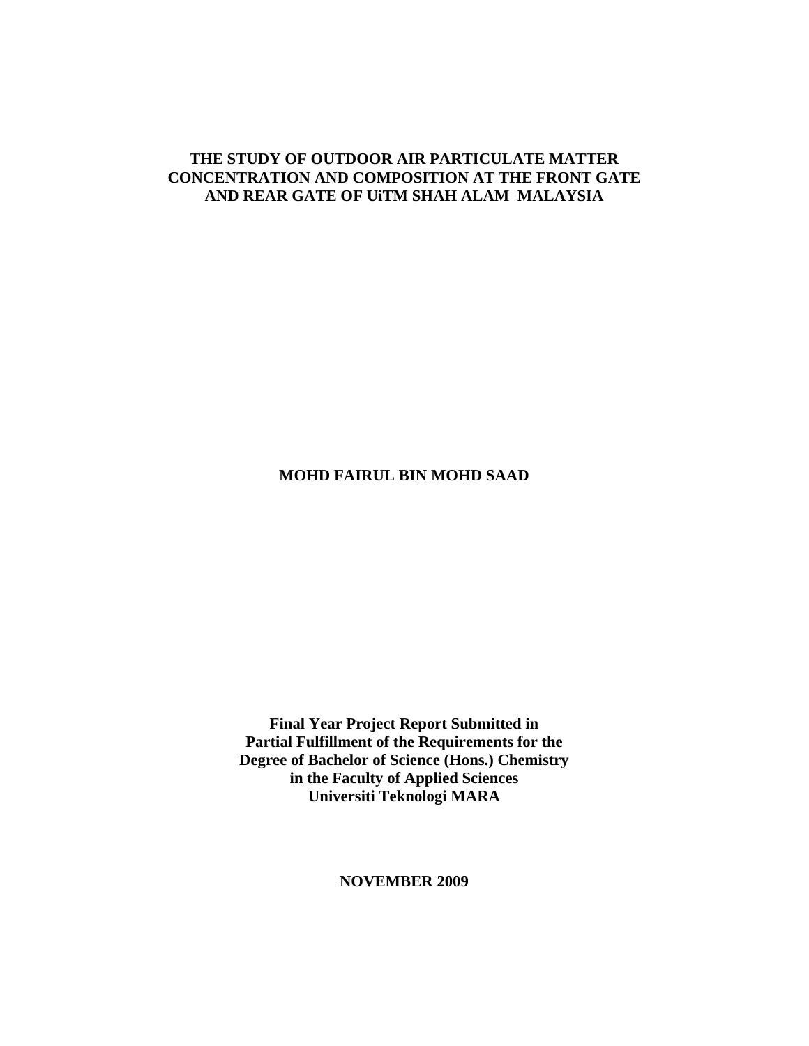# THE STUDY OF OUTDOOR AIR PARTICULATE MATTER CONCENTRATION AND COMPOSITION AT THE FRONT GATE AND REAR GATE OF UiTM SHAH ALAM MALAYSIA

**MOHD FAIRUL BIN MOHD SAAD**

**Final Year Project Report Submitted in Partial Fulfillment of the Requirements for the Degree of Bachelor of Science (Hons.) Chemistry in the Faculty of Applied Sciences Universiti Teknologi MARA**

**NOVEMBER 2009**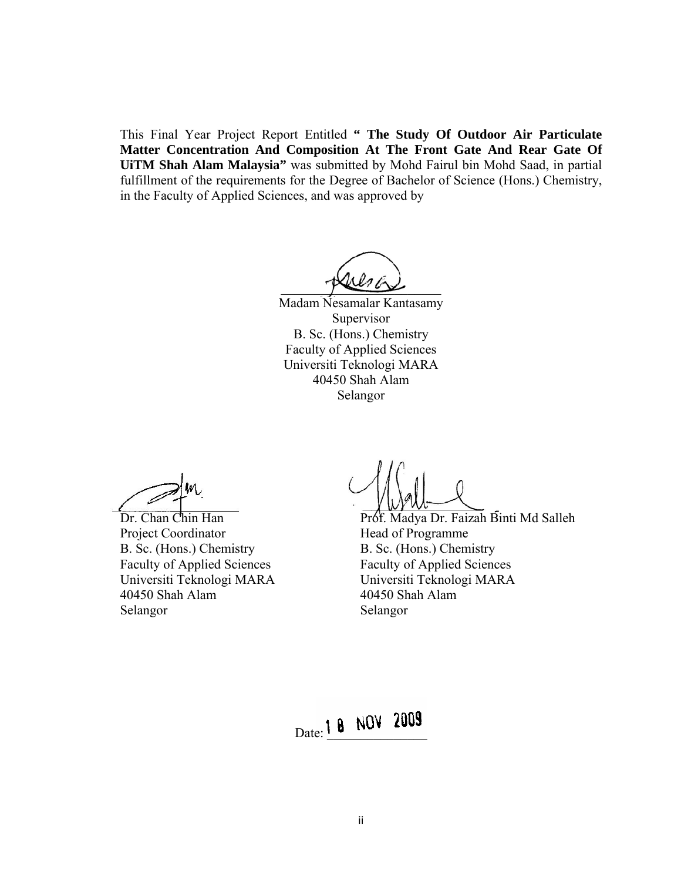This Final Year Project Report Entitled **" The Study Of Outdoor Air Particulate Matter Concentration And Composition At The Front Gate And Rear Gate Of UiTM Shah Alam Malaysia"** was submitted by Mohd Fairul bin Mohd Saad, in partial fulfillment of the requirements for the Degree of Bachelor of Science (Hons.) Chemistry, in the Faculty of Applied Sciences, and was approved by

Madam Nesamalar Kantasamy
Supervisor
B. Sc. (Hons.) Chemistry
Faculty of Applied Sciences
Universiti Teknologi MARA
40450 Shah Alam
Selangor

Dr. Chan Chin Han
Project Coordinator
B. Sc. (Hons.) Chemistry
Faculty of Applied Sciences
Universiti Teknologi MARA
40450 Shah Alam
Selangor

Prof. Madya Dr. Faizah Binti Md Salleh
Head of Programme
B. Sc. (Hons.) Chemistry
Faculty of Applied Sciences
Universiti Teknologi MARA
40450 Shah Alam
Selangor

Date: 18 NOV 2009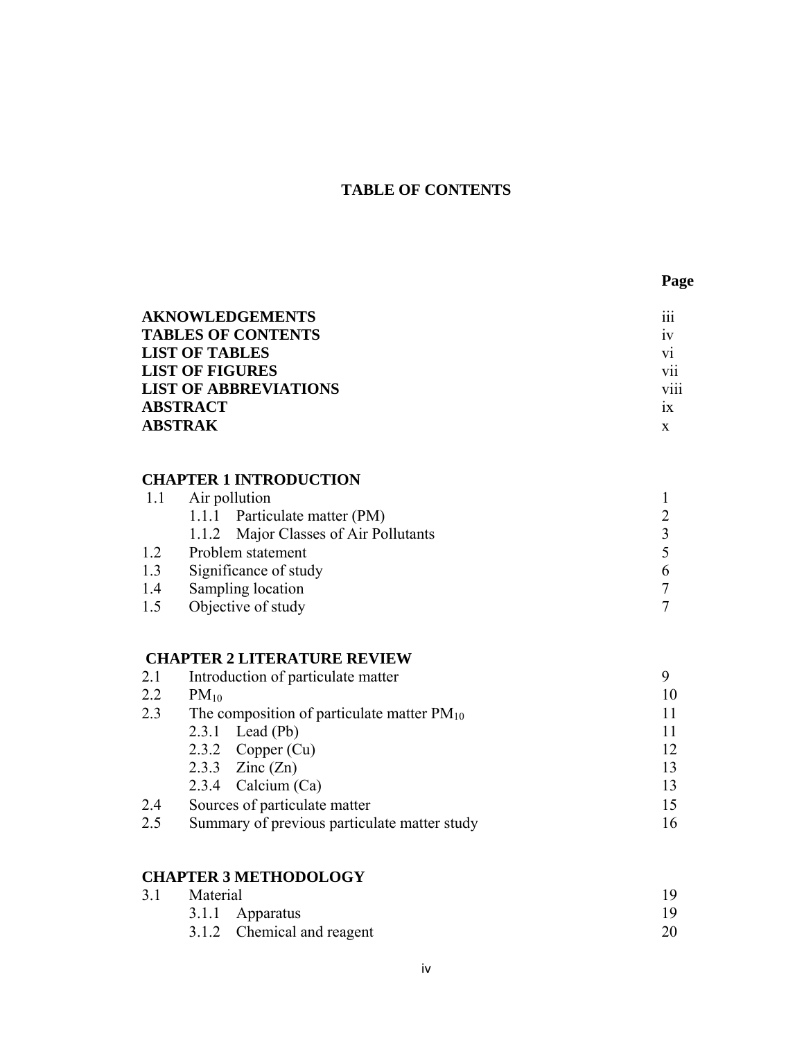# TABLE OF CONTENTS

| | | Page |
|---|---|---|
| **AKNOWLEDGEMENTS** | | iii |
| **TABLES OF CONTENTS** | | iv |
| **LIST OF TABLES** | | vi |
| **LIST OF FIGURES** | | vii |
| **LIST OF ABBREVIATIONS** | | viii |
| **ABSTRACT** | | ix |
| **ABSTRAK** | | x |
| | | |
| **CHAPTER 1 INTRODUCTION** | | |
| 1.1 | Air pollution | 1 |
| | 1.1.1 Particulate matter (PM) | 2 |
| | 1.1.2 Major Classes of Air Pollutants | 3 |
| 1.2 | Problem statement | 5 |
| 1.3 | Significance of study | 6 |
| 1.4 | Sampling location | 7 |
| 1.5 | Objective of study | 7 |
| | | |
| **CHAPTER 2 LITERATURE REVIEW** | | |
| 2.1 | Introduction of particulate matter | 9 |
| 2.2 | $PM_{10}$ | 10 |
| 2.3 | The composition of particulate matter $PM_{10}$ | 11 |
| | 2.3.1 Lead (Pb) | 11 |
| | 2.3.2 Copper (Cu) | 12 |
| | 2.3.3 Zinc (Zn) | 13 |
| | 2.3.4 Calcium (Ca) | 13 |
| 2.4 | Sources of particulate matter | 15 |
| 2.5 | Summary of previous particulate matter study | 16 |
| | | |
| **CHAPTER 3 METHODOLOGY** | | |
| 3.1 | Material | 19 |
| | 3.1.1 Apparatus | 19 |
| | 3.1.2 Chemical and reagent | 20 |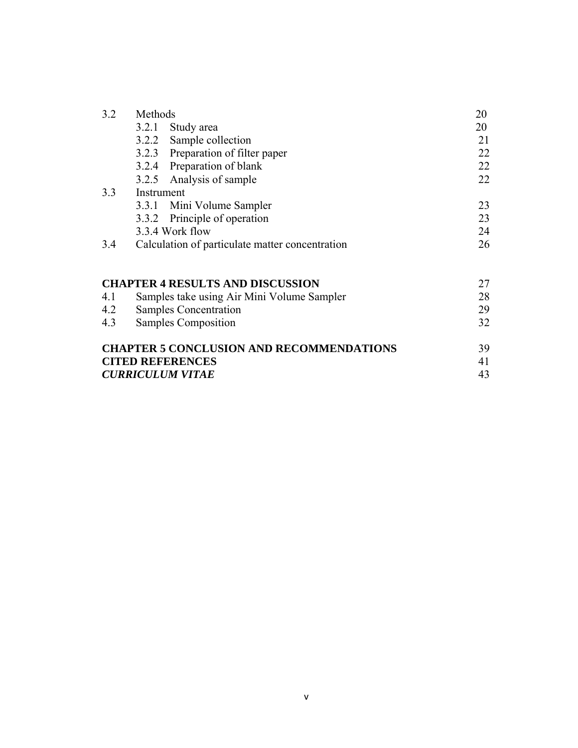| | | |
|---|---|---|
| 3.2 | Methods | 20 |
| | 3.2.1 Study area | 20 |
| | 3.2.2 Sample collection | 21 |
| | 3.2.3 Preparation of filter paper | 22 |
| | 3.2.4 Preparation of blank | 22 |
| | 3.2.5 Analysis of sample | 22 |
| 3.3 | Instrument | |
| | 3.3.1 Mini Volume Sampler | 23 |
| | 3.3.2 Principle of operation | 23 |
| | 3.3.4 Work flow | 24 |
| 3.4 | Calculation of particulate matter concentration | 26 |

| | | |
|---|---|---|
| **CHAPTER 4 RESULTS AND DISCUSSION** | | 27 |
| 4.1 | Samples take using Air Mini Volume Sampler | 28 |
| 4.2 | Samples Concentration | 29 |
| 4.3 | Samples Composition | 32 |

| | |
|---|---|
| **CHAPTER 5 CONCLUSION AND RECOMMENDATIONS** | 39 |
| **CITED REFERENCES** | 41 |
| ***CURRICULUM VITAE*** | 43 |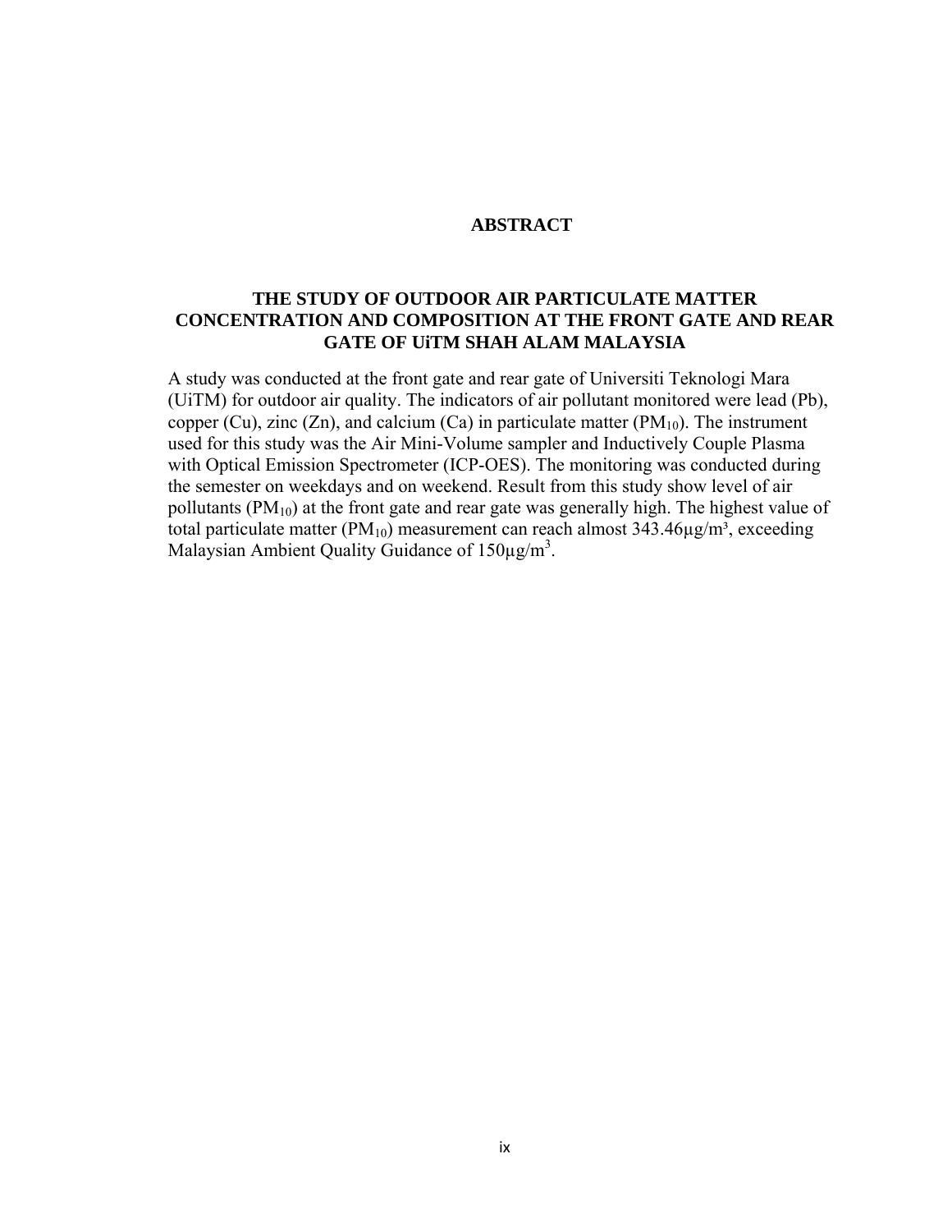# ABSTRACT

## THE STUDY OF OUTDOOR AIR PARTICULATE MATTER CONCENTRATION AND COMPOSITION AT THE FRONT GATE AND REAR GATE OF UiTM SHAH ALAM MALAYSIA

A study was conducted at the front gate and rear gate of Universiti Teknologi Mara (UiTM) for outdoor air quality. The indicators of air pollutant monitored were lead (Pb), copper (Cu), zinc (Zn), and calcium (Ca) in particulate matter ($PM_{10}$). The instrument used for this study was the Air Mini-Volume sampler and Inductively Couple Plasma with Optical Emission Spectrometer (ICP-OES). The monitoring was conducted during the semester on weekdays and on weekend. Result from this study show level of air pollutants ($PM_{10}$) at the front gate and rear gate was generally high. The highest value of total particulate matter ($PM_{10}$) measurement can reach almost 343.46µg/$m^3$, exceeding Malaysian Ambient Quality Guidance of 150µg/$m^3$.